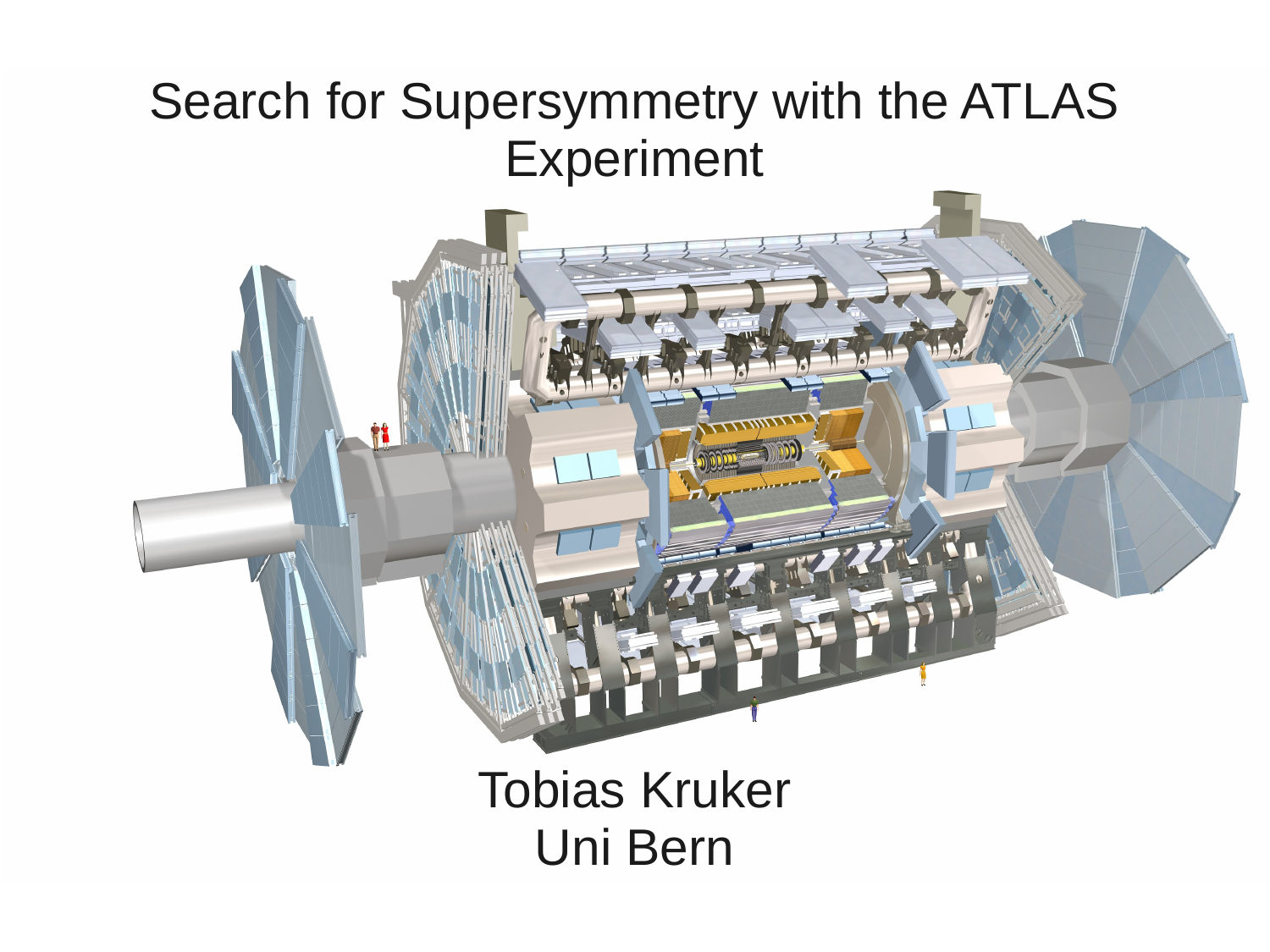# Search for Supersymmetry with the ATLAS Experiment

Tobias Kruker

Uni Bern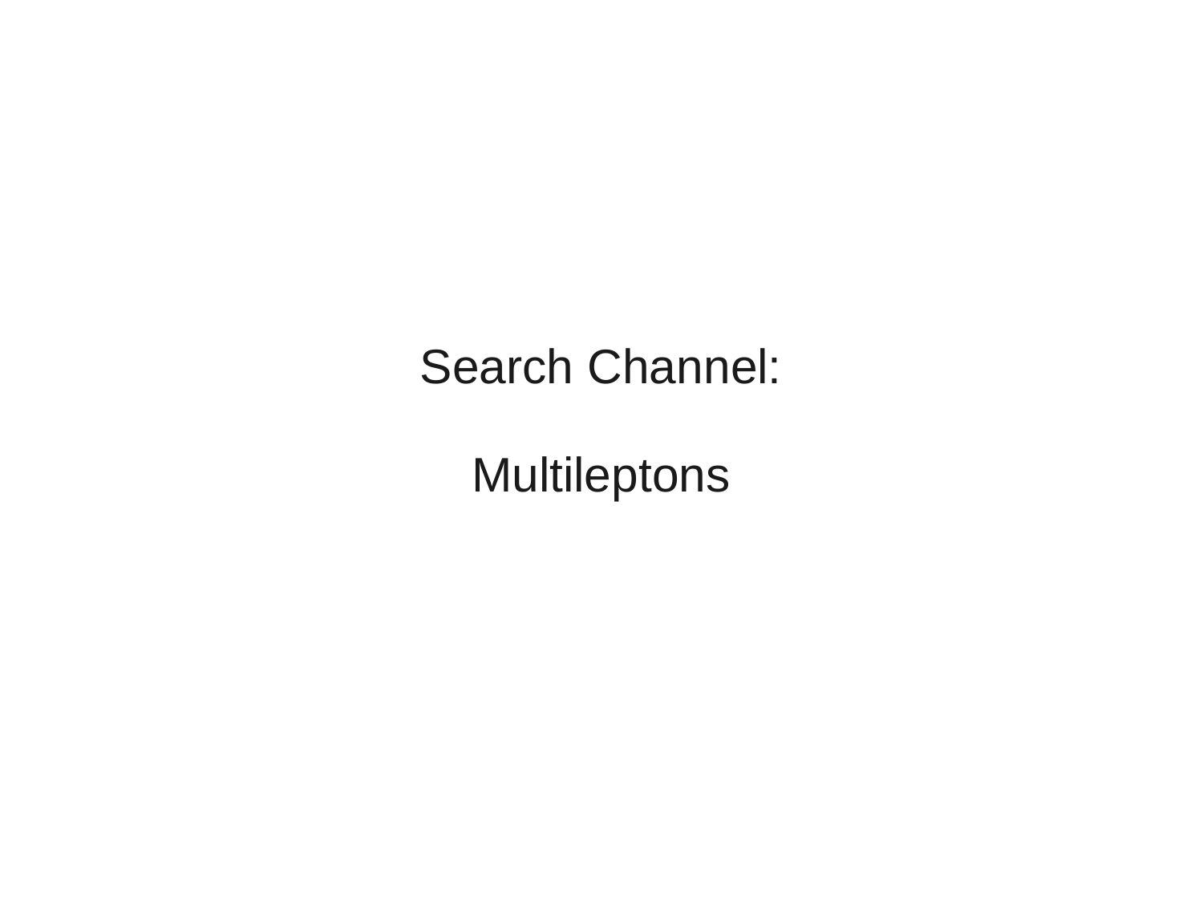# Search Channel:

# Multileptons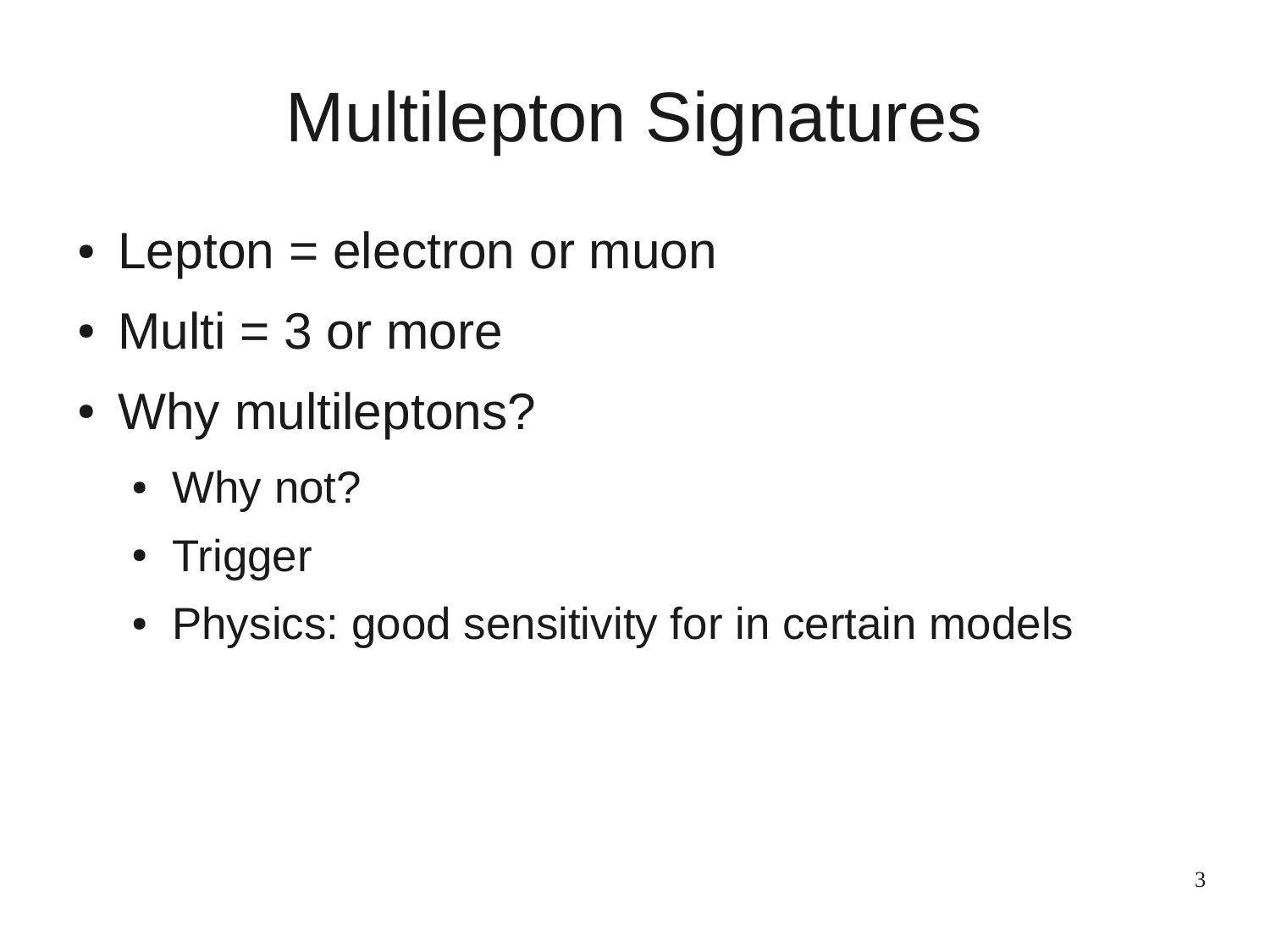# Multilepton Signatures

- Lepton = electron or muon
- Multi = 3 or more
- Why multileptons?
  - Why not?
  - Trigger
  - Physics: good sensitivity for in certain models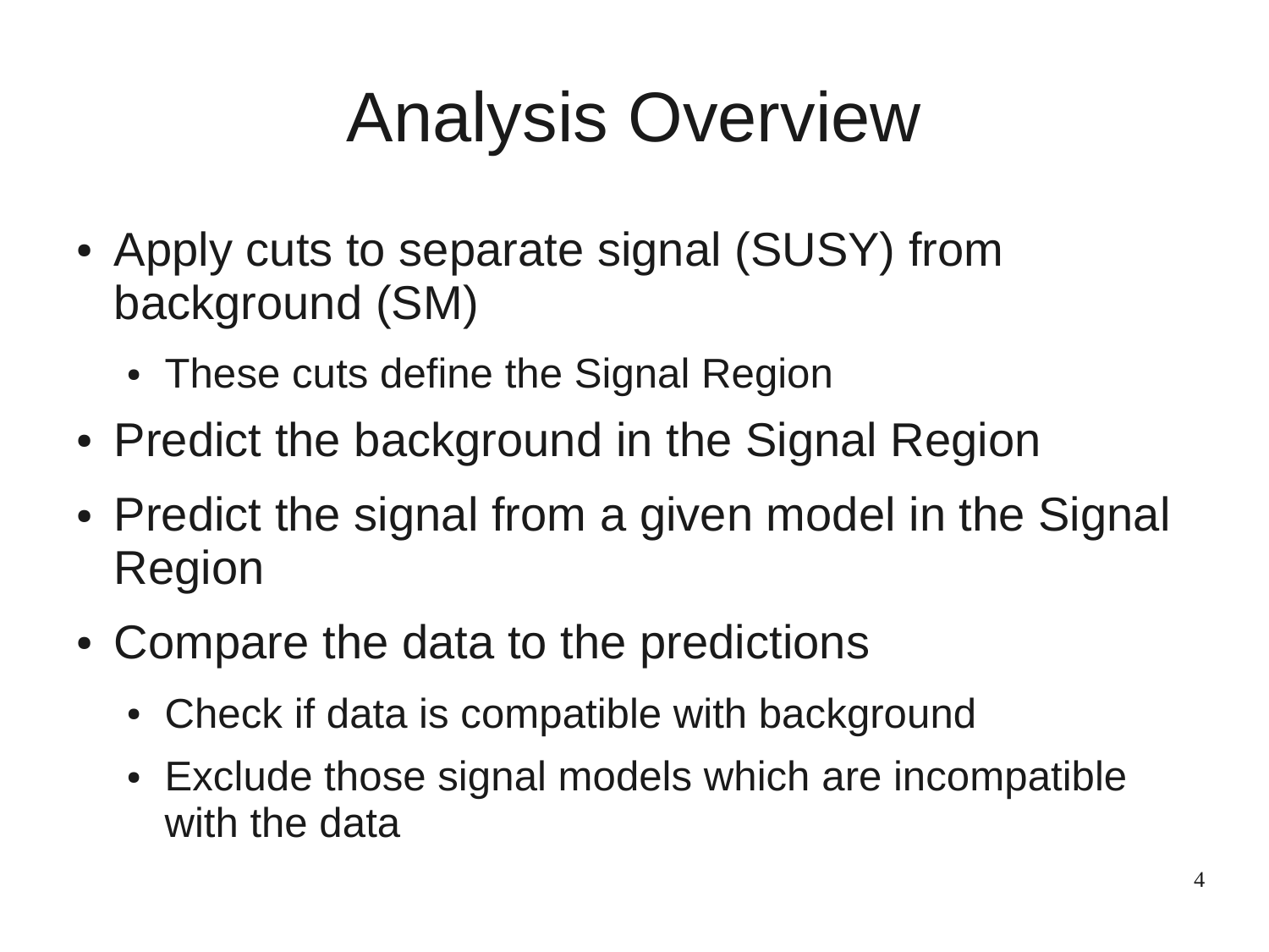# Analysis Overview

- Apply cuts to separate signal (SUSY) from background (SM)
  - These cuts define the Signal Region
- Predict the background in the Signal Region
- Predict the signal from a given model in the Signal Region
- Compare the data to the predictions
  - Check if data is compatible with background
  - Exclude those signal models which are incompatible with the data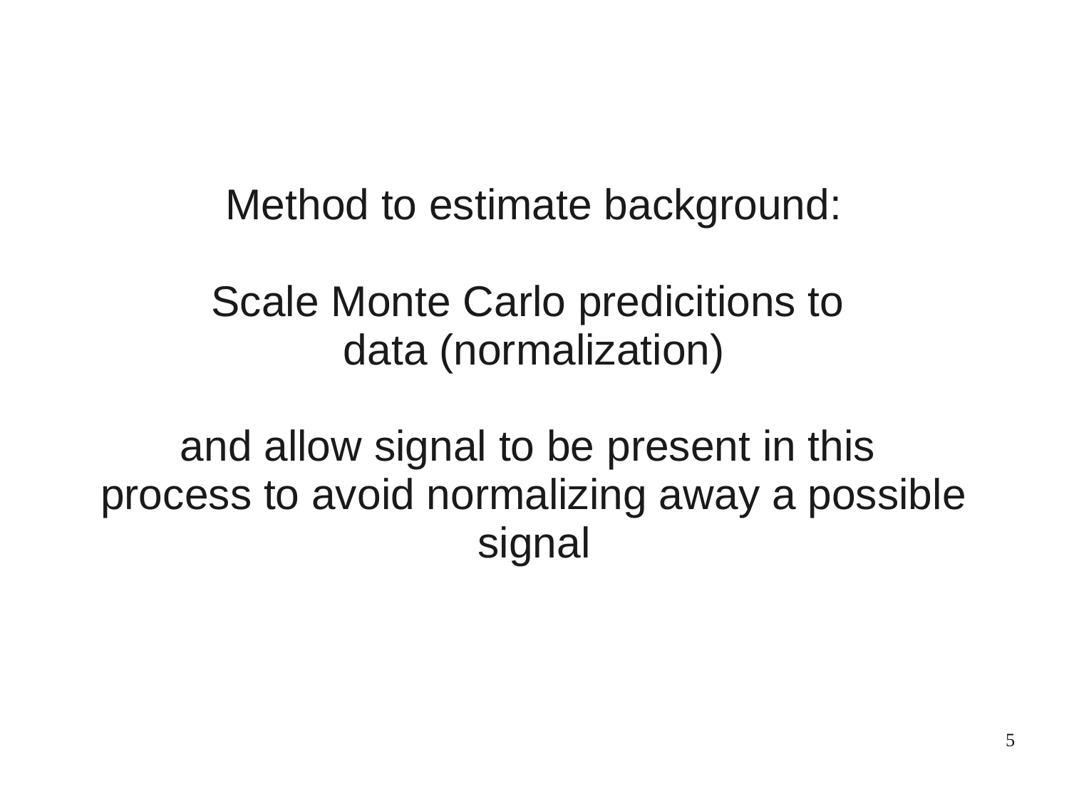Method to estimate background:

Scale Monte Carlo predicitions to data (normalization)

and allow signal to be present in this process to avoid normalizing away a possible signal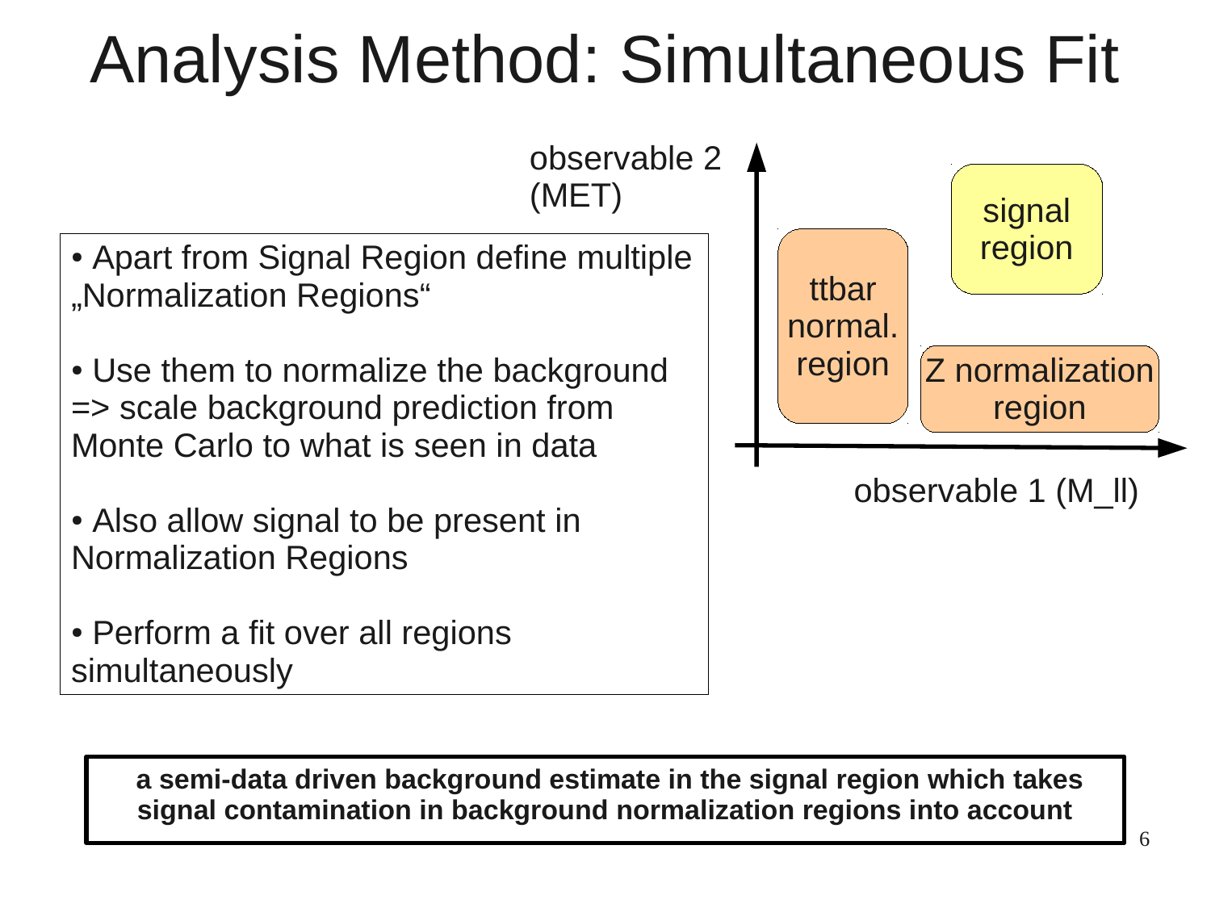# Analysis Method: Simultaneous Fit

- Apart from Signal Region define multiple „Normalization Regions"
- Use them to normalize the background => scale background prediction from Monte Carlo to what is seen in data
- Also allow signal to be present in Normalization Regions
- Perform a fit over all regions simultaneously

observable 2 (MET)

signal region

ttbar normal. region

Z normalization region

observable 1 (M_ll)

**a semi-data driven background estimate in the signal region which takes signal contamination in background normalization regions into account**